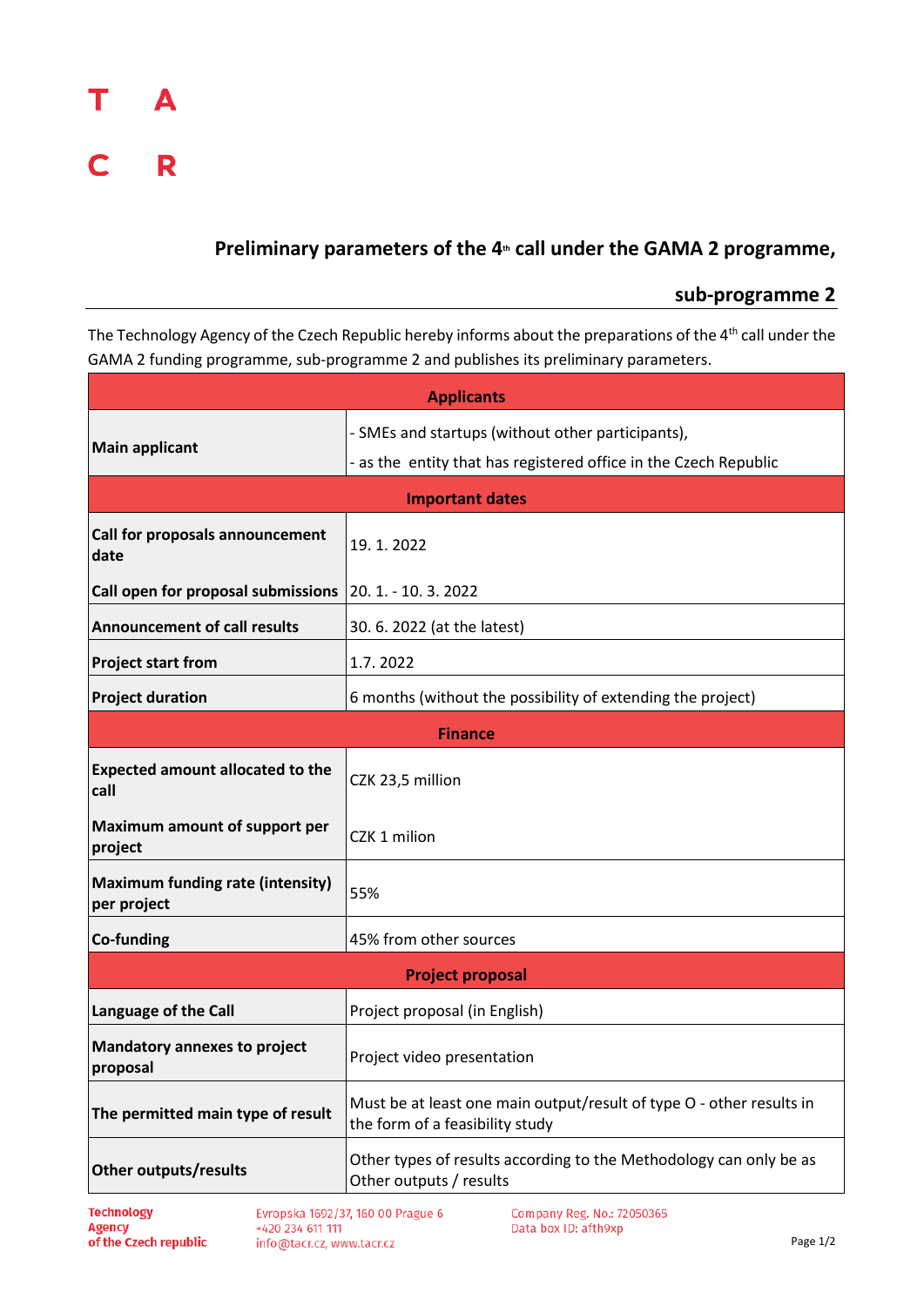T A

C R

## Preliminary parameters of the 4th call under the GAMA 2 programme, sub-programme 2

The Technology Agency of the Czech Republic hereby informs about the preparations of the 4th call under the GAMA 2 funding programme, sub-programme 2 and publishes its preliminary parameters.

| **Applicants** | |
|---|---|
| **Main applicant** | - SMEs and startups (without other participants),<br>- as the entity that has registered office in the Czech Republic |
| **Important dates** | |
| **Call for proposals announcement date** | 19. 1. 2022 |
| **Call open for proposal submissions** | 20. 1. - 10. 3. 2022 |
| **Announcement of call results** | 30. 6. 2022 (at the latest) |
| **Project start from** | 1.7. 2022 |
| **Project duration** | 6 months (without the possibility of extending the project) |
| **Finance** | |
| **Expected amount allocated to the call** | CZK 23,5 million |
| **Maximum amount of support per project** | CZK 1 milion |
| **Maximum funding rate (intensity) per project** | 55% |
| **Co-funding** | 45% from other sources |
| **Project proposal** | |
| **Language of the Call** | Project proposal (in English) |
| **Mandatory annexes to project proposal** | Project video presentation |
| **The permitted main type of result** | Must be at least one main output/result of type O - other results in the form of a feasibility study |
| **Other outputs/results** | Other types of results according to the Methodology can only be as Other outputs / results |

Technology Agency of the Czech republic
Evropska 1692/37, 160 00 Prague 6
+420 234 611 111
info@tacr.cz, www.tacr.cz
Company Reg. No.: 72050365
Data box ID: afth9xp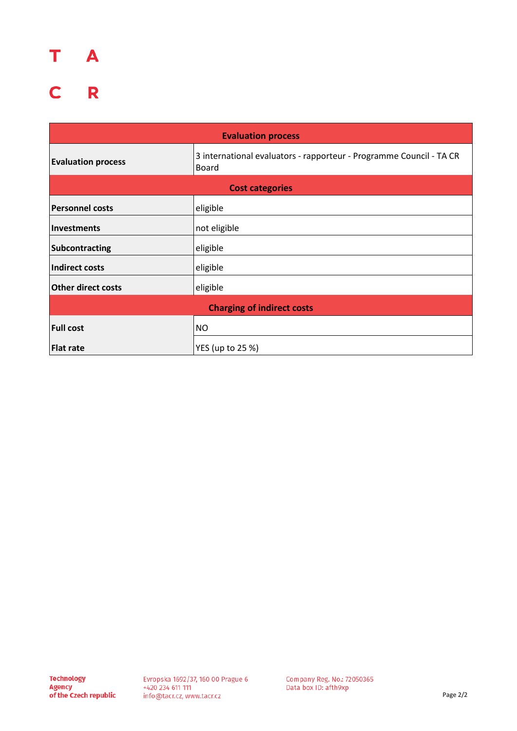| Evaluation process | |
|---|---|
| **Evaluation process** | 3 international evaluators - rapporteur - Programme Council - TA CR Board |
| **Cost categories** | |
| **Personnel costs** | eligible |
| **Investments** | not eligible |
| **Subcontracting** | eligible |
| **Indirect costs** | eligible |
| **Other direct costs** | eligible |
| **Charging of indirect costs** | |
| **Full cost** | NO |
| **Flat rate** | YES (up to 25 %) |